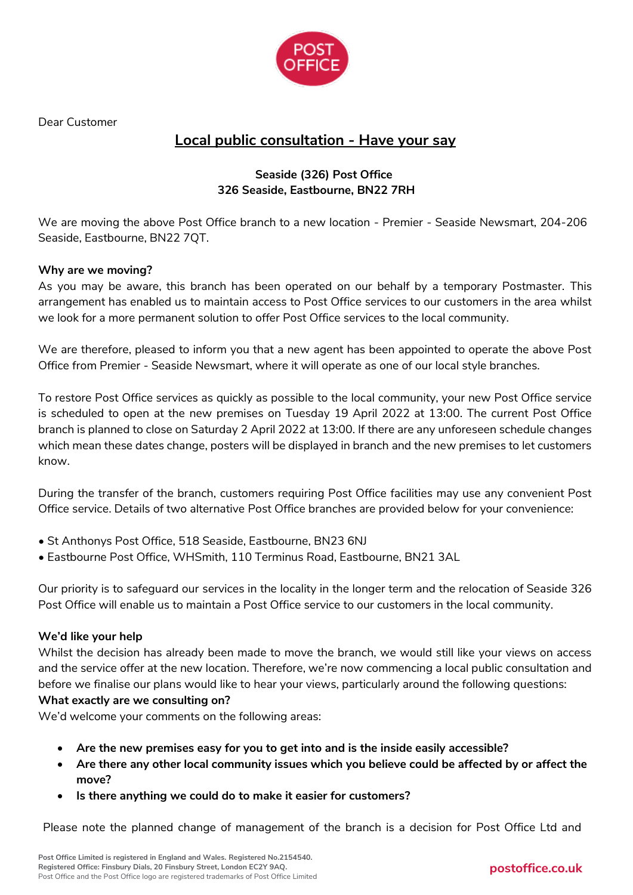Dear Customer

## Local public consultation - Have your say

**Seaside (326) Post Office**
**326 Seaside, Eastbourne, BN22 7RH**

We are moving the above Post Office branch to a new location - Premier - Seaside Newsmart, 204-206 Seaside, Eastbourne, BN22 7QT.

**Why are we moving?**
As you may be aware, this branch has been operated on our behalf by a temporary Postmaster. This arrangement has enabled us to maintain access to Post Office services to our customers in the area whilst we look for a more permanent solution to offer Post Office services to the local community.

We are therefore, pleased to inform you that a new agent has been appointed to operate the above Post Office from Premier - Seaside Newsmart, where it will operate as one of our local style branches.

To restore Post Office services as quickly as possible to the local community, your new Post Office service is scheduled to open at the new premises on Tuesday 19 April 2022 at 13:00. The current Post Office branch is planned to close on Saturday 2 April 2022 at 13:00. If there are any unforeseen schedule changes which mean these dates change, posters will be displayed in branch and the new premises to let customers know.

During the transfer of the branch, customers requiring Post Office facilities may use any convenient Post Office service. Details of two alternative Post Office branches are provided below for your convenience:

- St Anthonys Post Office, 518 Seaside, Eastbourne, BN23 6NJ
- Eastbourne Post Office, WHSmith, 110 Terminus Road, Eastbourne, BN21 3AL

Our priority is to safeguard our services in the locality in the longer term and the relocation of Seaside 326 Post Office will enable us to maintain a Post Office service to our customers in the local community.

**We'd like your help**
Whilst the decision has already been made to move the branch, we would still like your views on access and the service offer at the new location. Therefore, we're now commencing a local public consultation and before we finalise our plans would like to hear your views, particularly around the following questions:

**What exactly are we consulting on?**
We'd welcome your comments on the following areas:

- **Are the new premises easy for you to get into and is the inside easily accessible?**
- **Are there any other local community issues which you believe could be affected by or affect the move?**
- **Is there anything we could do to make it easier for customers?**

Please note the planned change of management of the branch is a decision for Post Office Ltd and

Post Office Limited is registered in England and Wales. Registered No.2154540.
Registered Office: Finsbury Dials, 20 Finsbury Street, London EC2Y 9AQ.
Post Office and the Post Office logo are registered trademarks of Post Office Limited

postoffice.co.uk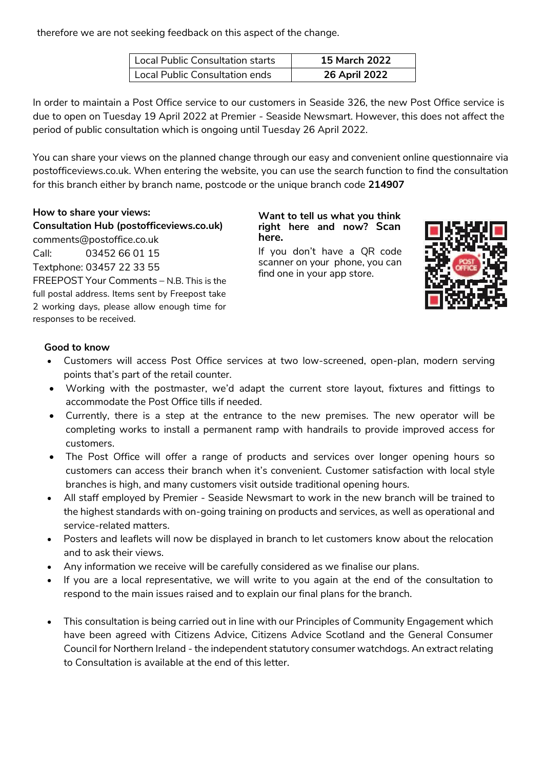therefore we are not seeking feedback on this aspect of the change.

| Local Public Consultation starts | 15 March 2022 |
|---|---|
| Local Public Consultation ends | 26 April 2022 |

In order to maintain a Post Office service to our customers in Seaside 326, the new Post Office service is due to open on Tuesday 19 April 2022 at Premier - Seaside Newsmart. However, this does not affect the period of public consultation which is ongoing until Tuesday 26 April 2022.

You can share your views on the planned change through our easy and convenient online questionnaire via postofficeviews.co.uk. When entering the website, you can use the search function to find the consultation for this branch either by branch name, postcode or the unique branch code **214907**

**How to share your views:**
**Consultation Hub (postofficeviews.co.uk)**
comments@postoffice.co.uk
Call: 03452 66 01 15
Textphone: 03457 22 33 55
FREEPOST Your Comments – N.B. This is the full postal address. Items sent by Freepost take 2 working days, please allow enough time for responses to be received.

**Want to tell us what you think right here and now? Scan here.**

If you don't have a QR code scanner on your phone, you can find one in your app store.

**Good to know**

- Customers will access Post Office services at two low-screened, open-plan, modern serving points that's part of the retail counter.
- Working with the postmaster, we'd adapt the current store layout, fixtures and fittings to accommodate the Post Office tills if needed.
- Currently, there is a step at the entrance to the new premises. The new operator will be completing works to install a permanent ramp with handrails to provide improved access for customers.
- The Post Office will offer a range of products and services over longer opening hours so customers can access their branch when it's convenient. Customer satisfaction with local style branches is high, and many customers visit outside traditional opening hours.
- All staff employed by Premier - Seaside Newsmart to work in the new branch will be trained to the highest standards with on-going training on products and services, as well as operational and service-related matters.
- Posters and leaflets will now be displayed in branch to let customers know about the relocation and to ask their views.
- Any information we receive will be carefully considered as we finalise our plans.
- If you are a local representative, we will write to you again at the end of the consultation to respond to the main issues raised and to explain our final plans for the branch.
- This consultation is being carried out in line with our Principles of Community Engagement which have been agreed with Citizens Advice, Citizens Advice Scotland and the General Consumer Council for Northern Ireland - the independent statutory consumer watchdogs. An extract relating to Consultation is available at the end of this letter.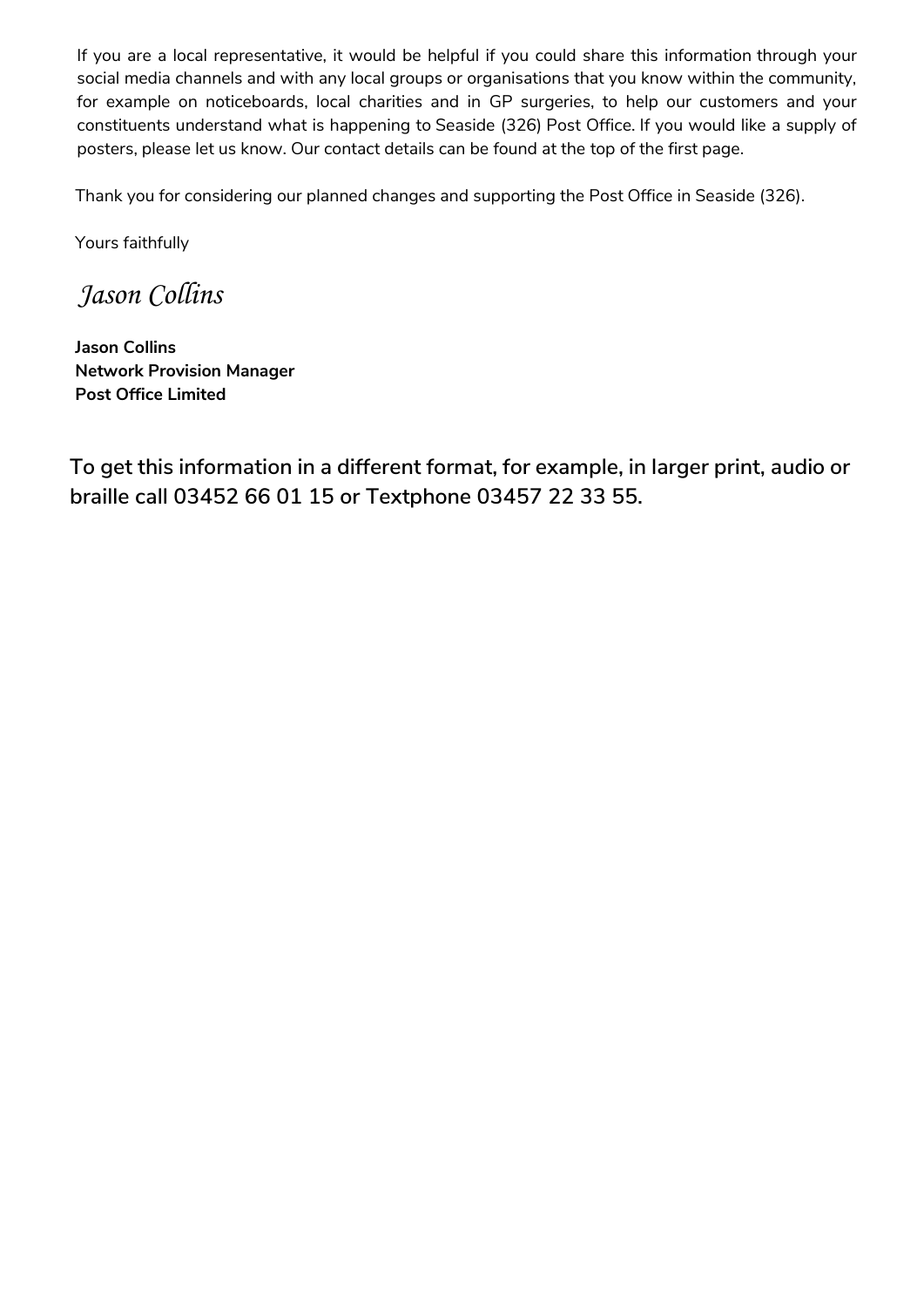If you are a local representative, it would be helpful if you could share this information through your social media channels and with any local groups or organisations that you know within the community, for example on noticeboards, local charities and in GP surgeries, to help our customers and your constituents understand what is happening to Seaside (326) Post Office. If you would like a supply of posters, please let us know. Our contact details can be found at the top of the first page.

Thank you for considering our planned changes and supporting the Post Office in Seaside (326).

Yours faithfully

*Jason Collins*

**Jason Collins**
**Network Provision Manager**
**Post Office Limited**

**To get this information in a different format, for example, in larger print, audio or braille call 03452 66 01 15 or Textphone 03457 22 33 55.**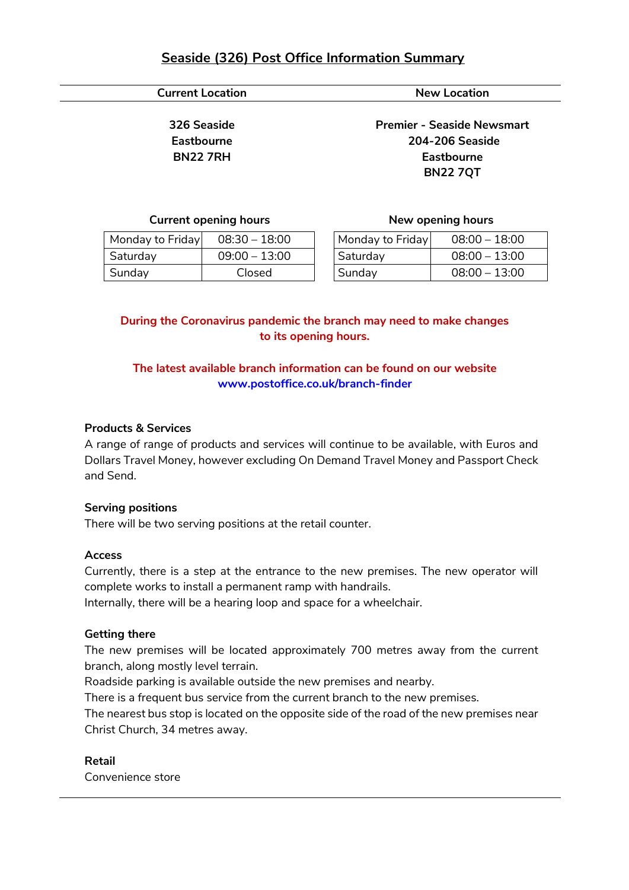# Seaside (326) Post Office Information Summary

| Current Location | New Location |
|---|---|
| **326 Seaside**<br>**Eastbourne**<br>**BN22 7RH** | **Premier - Seaside Newsmart**<br>**204-206 Seaside**<br>**Eastbourne**<br>**BN22 7QT** |

**Current opening hours**

| Monday to Friday | 08:30 – 18:00 |
|---|---|
| Saturday | 09:00 – 13:00 |
| Sunday | Closed |

**New opening hours**

| Monday to Friday | 08:00 – 18:00 |
|---|---|
| Saturday | 08:00 – 13:00 |
| Sunday | 08:00 – 13:00 |

**During the Coronavirus pandemic the branch may need to make changes to its opening hours.**

**The latest available branch information can be found on our website www.postoffice.co.uk/branch-finder**

**Products & Services**

A range of range of products and services will continue to be available, with Euros and Dollars Travel Money, however excluding On Demand Travel Money and Passport Check and Send.

**Serving positions**

There will be two serving positions at the retail counter.

**Access**

Currently, there is a step at the entrance to the new premises. The new operator will complete works to install a permanent ramp with handrails.
Internally, there will be a hearing loop and space for a wheelchair.

**Getting there**

The new premises will be located approximately 700 metres away from the current branch, along mostly level terrain.
Roadside parking is available outside the new premises and nearby.
There is a frequent bus service from the current branch to the new premises.
The nearest bus stop is located on the opposite side of the road of the new premises near Christ Church, 34 metres away.

**Retail**

Convenience store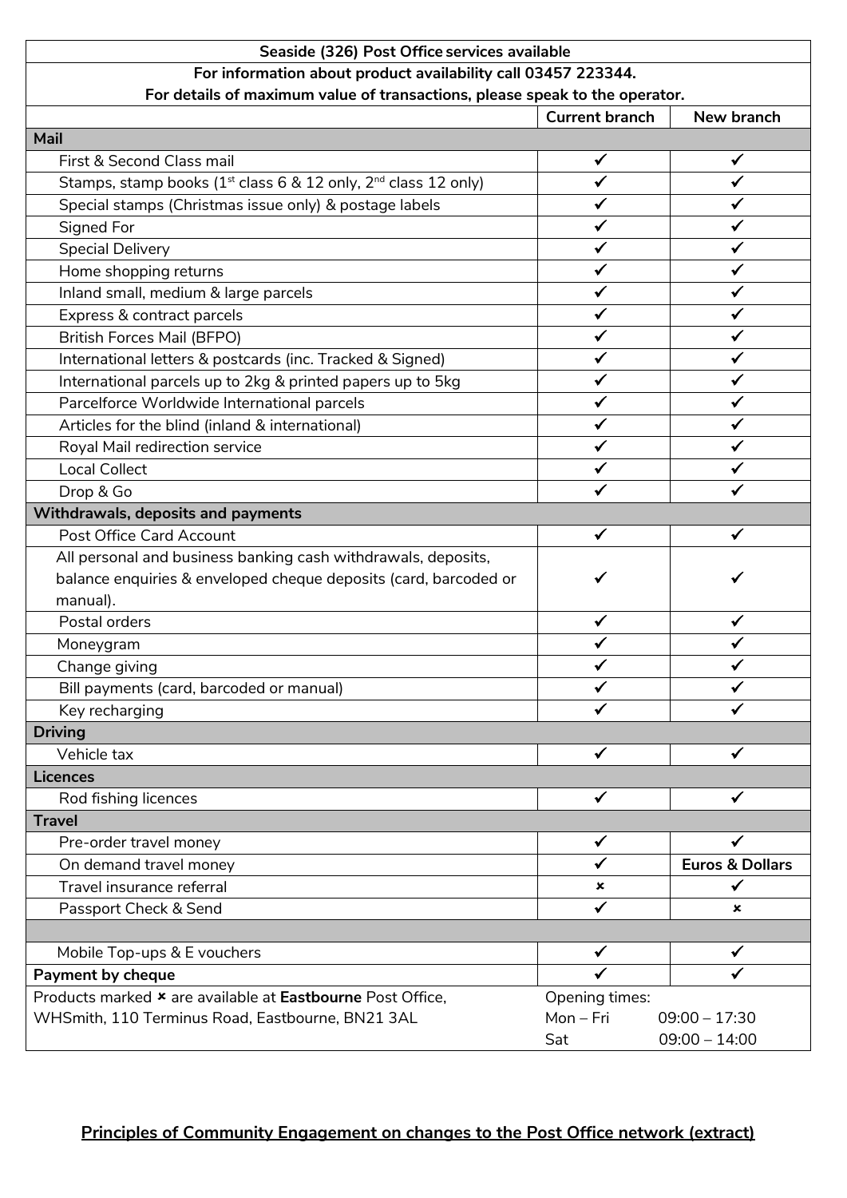| Seaside (326) Post Office services available<br>For information about product availability call 03457 223344.<br>For details of maximum value of transactions, please speak to the operator. | | |
|---|---|---|
| | **Current branch** | **New branch** |
| **Mail** | | |
| First & Second Class mail | ✓ | ✓ |
| Stamps, stamp books (1st class 6 & 12 only, 2nd class 12 only) | ✓ | ✓ |
| Special stamps (Christmas issue only) & postage labels | ✓ | ✓ |
| Signed For | ✓ | ✓ |
| Special Delivery | ✓ | ✓ |
| Home shopping returns | ✓ | ✓ |
| Inland small, medium & large parcels | ✓ | ✓ |
| Express & contract parcels | ✓ | ✓ |
| British Forces Mail (BFPO) | ✓ | ✓ |
| International letters & postcards (inc. Tracked & Signed) | ✓ | ✓ |
| International parcels up to 2kg & printed papers up to 5kg | ✓ | ✓ |
| Parcelforce Worldwide International parcels | ✓ | ✓ |
| Articles for the blind (inland & international) | ✓ | ✓ |
| Royal Mail redirection service | ✓ | ✓ |
| Local Collect | ✓ | ✓ |
| Drop & Go | ✓ | ✓ |
| **Withdrawals, deposits and payments** | | |
| Post Office Card Account | ✓ | ✓ |
| All personal and business banking cash withdrawals, deposits, balance enquiries & enveloped cheque deposits (card, barcoded or manual). | ✓ | ✓ |
| Postal orders | ✓ | ✓ |
| Moneygram | ✓ | ✓ |
| Change giving | ✓ | ✓ |
| Bill payments (card, barcoded or manual) | ✓ | ✓ |
| Key recharging | ✓ | ✓ |
| **Driving** | | |
| Vehicle tax | ✓ | ✓ |
| **Licences** | | |
| Rod fishing licences | ✓ | ✓ |
| **Travel** | | |
| Pre-order travel money | ✓ | ✓ |
| On demand travel money | ✓ | **Euros & Dollars** |
| Travel insurance referral | × | ✓ |
| Passport Check & Send | ✓ | × |
| | | |
| Mobile Top-ups & E vouchers | ✓ | ✓ |
| **Payment by cheque** | ✓ | ✓ |
| Products marked × are available at **Eastbourne** Post Office, WHSmith, 110 Terminus Road, Eastbourne, BN21 3AL | Opening times:<br>Mon – Fri 09:00 – 17:30<br>Sat 09:00 – 14:00 | |

**Principles of Community Engagement on changes to the Post Office network (extract)**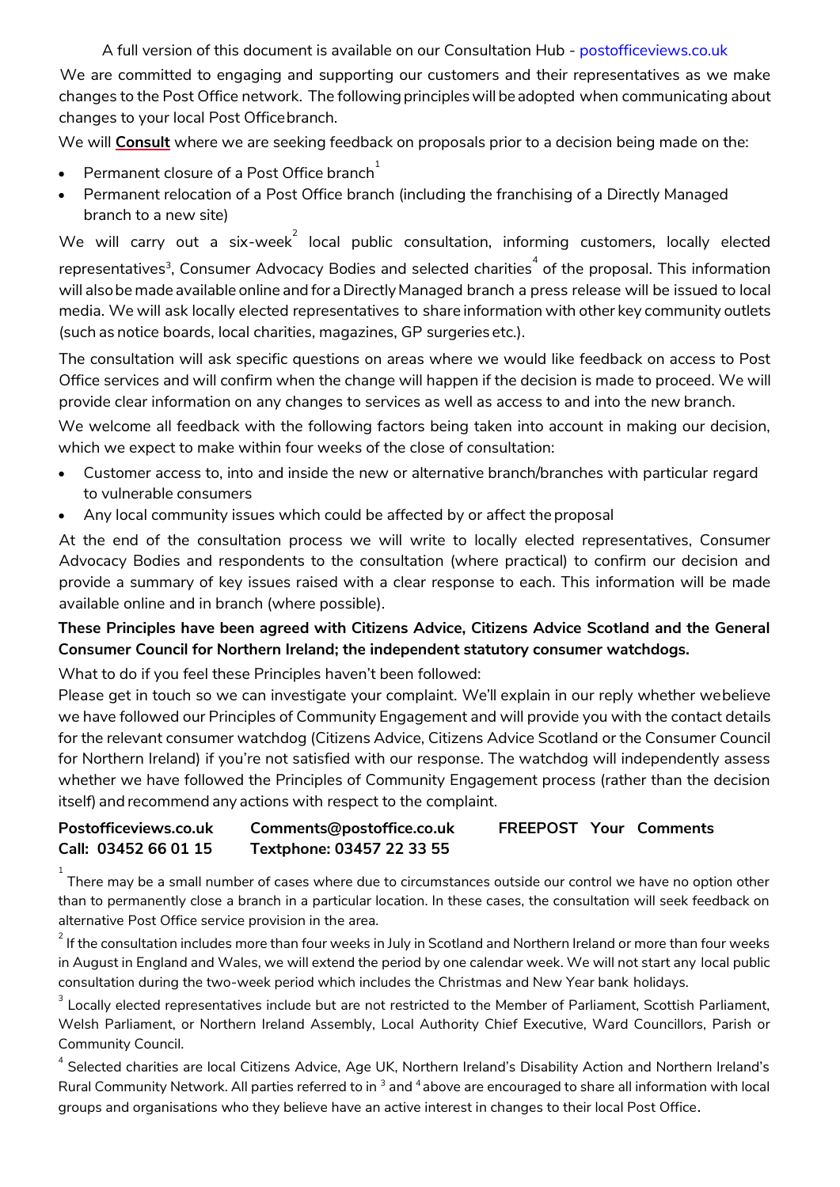A full version of this document is available on our Consultation Hub - postofficeviews.co.uk

We are committed to engaging and supporting our customers and their representatives as we make changes to the Post Office network. The following principles will be adopted when communicating about changes to your local Post Office branch.

We will **Consult** where we are seeking feedback on proposals prior to a decision being made on the:

- Permanent closure of a Post Office branch[1]
- Permanent relocation of a Post Office branch (including the franchising of a Directly Managed branch to a new site)

We will carry out a six-week[2] local public consultation, informing customers, locally elected representatives[3], Consumer Advocacy Bodies and selected charities[4] of the proposal. This information will also be made available online and for a Directly Managed branch a press release will be issued to local media. We will ask locally elected representatives to share information with other key community outlets (such as notice boards, local charities, magazines, GP surgeries etc.).

The consultation will ask specific questions on areas where we would like feedback on access to Post Office services and will confirm when the change will happen if the decision is made to proceed. We will provide clear information on any changes to services as well as access to and into the new branch.

We welcome all feedback with the following factors being taken into account in making our decision, which we expect to make within four weeks of the close of consultation:

- Customer access to, into and inside the new or alternative branch/branches with particular regard to vulnerable consumers
- Any local community issues which could be affected by or affect the proposal

At the end of the consultation process we will write to locally elected representatives, Consumer Advocacy Bodies and respondents to the consultation (where practical) to confirm our decision and provide a summary of key issues raised with a clear response to each. This information will be made available online and in branch (where possible).

**These Principles have been agreed with Citizens Advice, Citizens Advice Scotland and the General Consumer Council for Northern Ireland; the independent statutory consumer watchdogs.**

What to do if you feel these Principles haven't been followed:

Please get in touch so we can investigate your complaint. We'll explain in our reply whether we believe we have followed our Principles of Community Engagement and will provide you with the contact details for the relevant consumer watchdog (Citizens Advice, Citizens Advice Scotland or the Consumer Council for Northern Ireland) if you're not satisfied with our response. The watchdog will independently assess whether we have followed the Principles of Community Engagement process (rather than the decision itself) and recommend any actions with respect to the complaint.

**Postofficeviews.co.uk** **Comments@postoffice.co.uk** **FREEPOST Your Comments**
**Call: 03452 66 01 15** **Textphone: 03457 22 33 55**

[1] There may be a small number of cases where due to circumstances outside our control we have no option other than to permanently close a branch in a particular location. In these cases, the consultation will seek feedback on alternative Post Office service provision in the area.

[2] If the consultation includes more than four weeks in July in Scotland and Northern Ireland or more than four weeks in August in England and Wales, we will extend the period by one calendar week. We will not start any local public consultation during the two-week period which includes the Christmas and New Year bank holidays.

[3] Locally elected representatives include but are not restricted to the Member of Parliament, Scottish Parliament, Welsh Parliament, or Northern Ireland Assembly, Local Authority Chief Executive, Ward Councillors, Parish or Community Council.

[4] Selected charities are local Citizens Advice, Age UK, Northern Ireland's Disability Action and Northern Ireland's Rural Community Network. All parties referred to in [3] and [4] above are encouraged to share all information with local groups and organisations who they believe have an active interest in changes to their local Post Office.